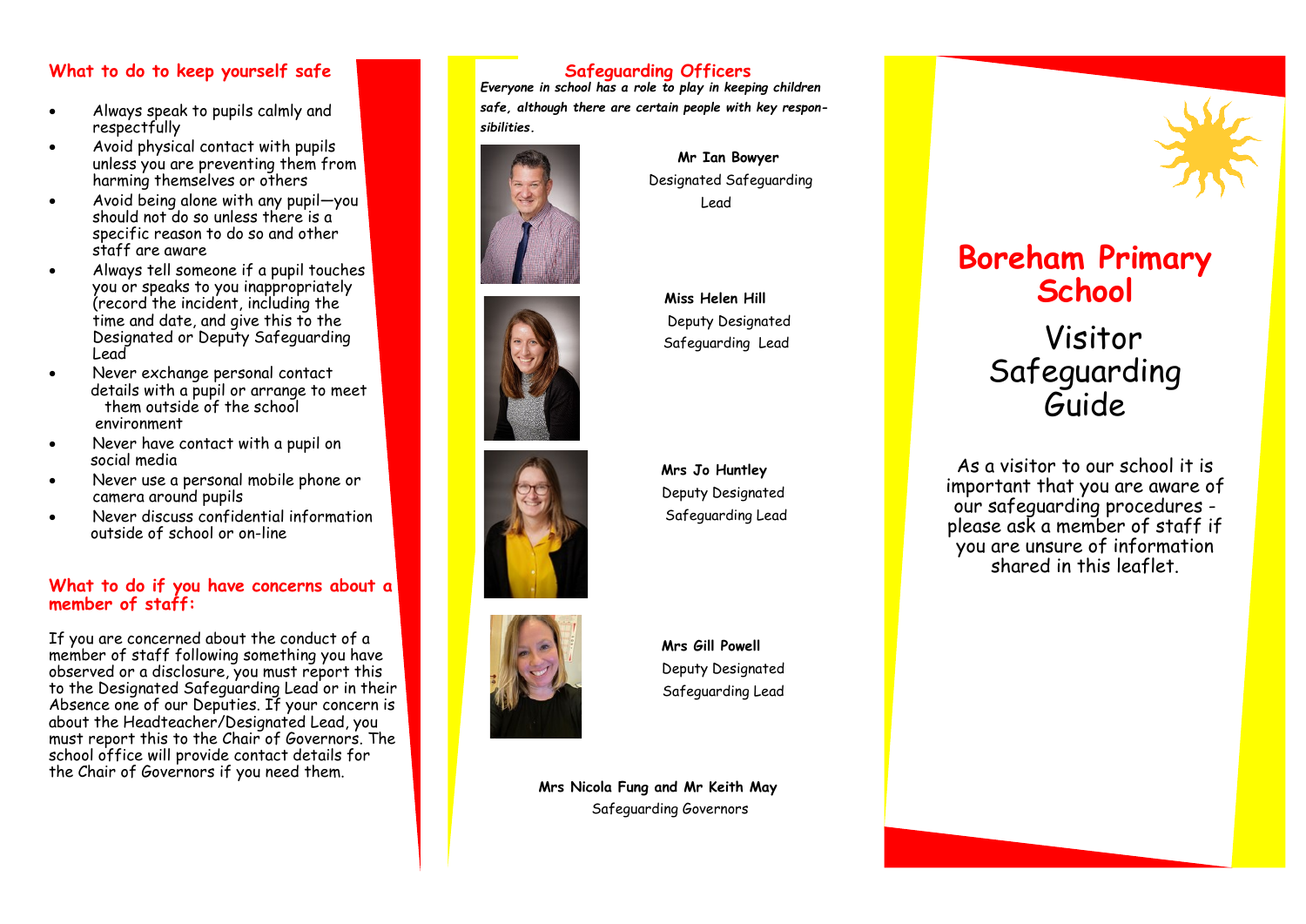## What to do to keep yourself safe

- Always speak to pupils calmly and respectfully
- Avoid physical contact with pupils unless you are preventing them from harming themselves or others
- Avoid being alone with any pupil—you should not do so unless there is a specific reason to do so and other staff are aware
- Always tell someone if a pupil touches you or speaks to you inappropriately (record the incident, including the time and date, and give this to the Designated or Deputy Safeguarding Lead
- Never exchange personal contact details with a pupil or arrange to meet them outside of the school environment
- Never have contact with a pupil on social media
- Never use a personal mobile phone or camera around pupils
- Never discuss confidential information outside of school or on-line

## What to do if you have concerns about a member of staff:

If you are concerned about the conduct of a member of staff following something you have observed or a disclosure, you must report this to the Designated Safeguarding Lead or in their Absence one of our Deputies. If your concern is about the Headteacher/Designated Lead, you must report this to the Chair of Governors. The school office will provide contact details for the Chair of Governors if you need them.

## Safeguarding Officers

***Everyone in school has a role to play in keeping children safe, although there are certain people with key responsibilities.***

**Mr Ian Bowyer**
Designated Safeguarding Lead

**Miss Helen Hill**
Deputy Designated Safeguarding Lead

**Mrs Jo Huntley**
Deputy Designated Safeguarding Lead

**Mrs Gill Powell**
Deputy Designated Safeguarding Lead

**Mrs Nicola Fung and Mr Keith May**
Safeguarding Governors

# Boreham Primary School

## Visitor Safeguarding Guide

As a visitor to our school it is important that you are aware of our safeguarding procedures - please ask a member of staff if you are unsure of information shared in this leaflet.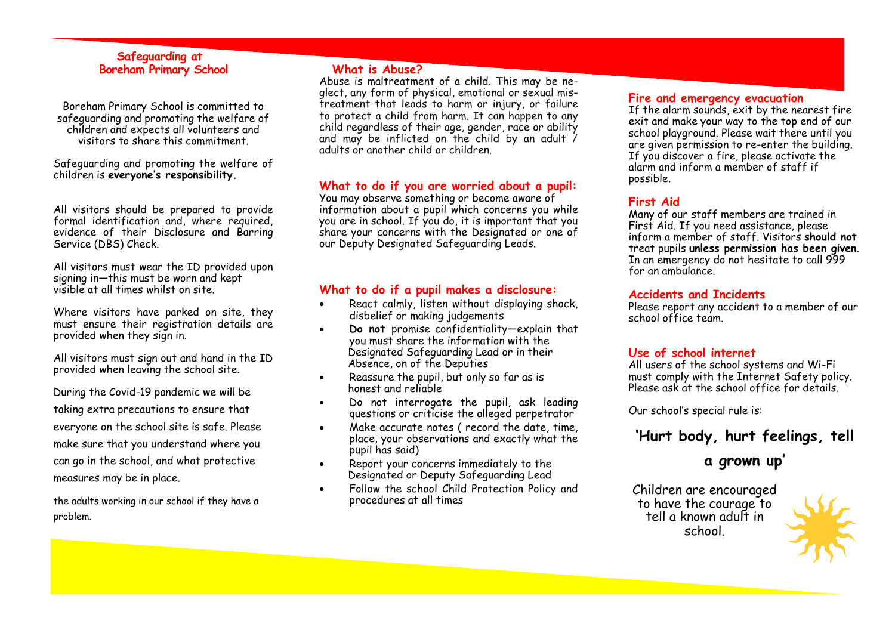## Safeguarding at Boreham Primary School

Boreham Primary School is committed to safeguarding and promoting the welfare of children and expects all volunteers and visitors to share this commitment.

Safeguarding and promoting the welfare of children is **everyone's responsibility.**

All visitors should be prepared to provide formal identification and, where required, evidence of their Disclosure and Barring Service (DBS) Check.

All visitors must wear the ID provided upon signing in—this must be worn and kept visible at all times whilst on site.

Where visitors have parked on site, they must ensure their registration details are provided when they sign in.

All visitors must sign out and hand in the ID provided when leaving the school site.

During the Covid-19 pandemic we will be taking extra precautions to ensure that everyone on the school site is safe. Please make sure that you understand where you can go in the school, and what protective measures may be in place.

the adults working in our school if they have a problem.

## What is Abuse?

Abuse is maltreatment of a child. This may be neglect, any form of physical, emotional or sexual mistreatment that leads to harm or injury, or failure to protect a child from harm. It can happen to any child regardless of their age, gender, race or ability and may be inflicted on the child by an adult / adults or another child or children.

## What to do if you are worried about a pupil:

You may observe something or become aware of information about a pupil which concerns you while you are in school. If you do, it is important that you share your concerns with the Designated or one of our Deputy Designated Safeguarding Leads.

## What to do if a pupil makes a disclosure:

- React calmly, listen without displaying shock, disbelief or making judgements
- **Do not** promise confidentiality—explain that you must share the information with the Designated Safeguarding Lead or in their Absence, on of the Deputies
- Reassure the pupil, but only so far as is honest and reliable
- Do not interrogate the pupil, ask leading questions or criticise the alleged perpetrator
- Make accurate notes ( record the date, time, place, your observations and exactly what the pupil has said)
- Report your concerns immediately to the Designated or Deputy Safeguarding Lead
- Follow the school Child Protection Policy and procedures at all times

## Fire and emergency evacuation

If the alarm sounds, exit by the nearest fire exit and make your way to the top end of our school playground. Please wait there until you are given permission to re-enter the building. If you discover a fire, please activate the alarm and inform a member of staff if possible.

## First Aid

Many of our staff members are trained in First Aid. If you need assistance, please inform a member of staff. Visitors **should not** treat pupils **unless permission has been given**. In an emergency do not hesitate to call 999 for an ambulance.

## Accidents and Incidents

Please report any accident to a member of our school office team.

## Use of school internet

All users of the school systems and Wi-Fi must comply with the Internet Safety policy. Please ask at the school office for details.

Our school's special rule is:

**'Hurt body, hurt feelings, tell a grown up'**

Children are encouraged to have the courage to tell a known adult in school.